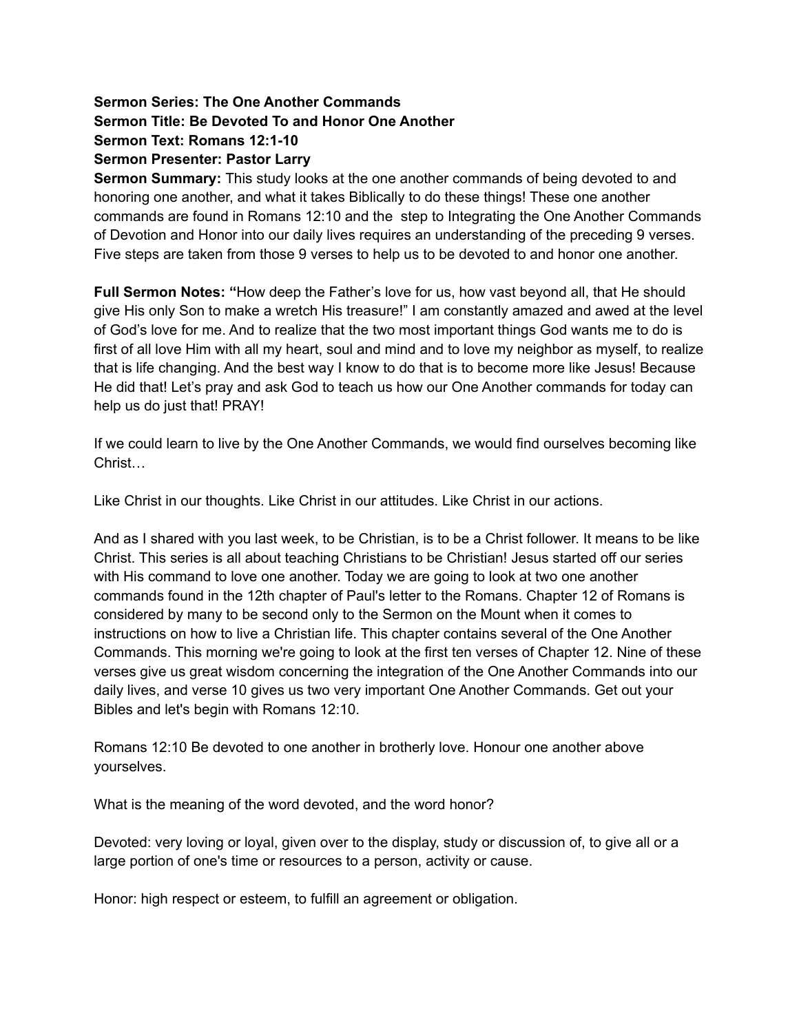**Sermon Series: The One Another Commands**
**Sermon Title: Be Devoted To and Honor One Another**
**Sermon Text: Romans 12:1-10**
**Sermon Presenter: Pastor Larry**
**Sermon Summary:** This study looks at the one another commands of being devoted to and honoring one another, and what it takes Biblically to do these things! These one another commands are found in Romans 12:10 and the step to Integrating the One Another Commands of Devotion and Honor into our daily lives requires an understanding of the preceding 9 verses. Five steps are taken from those 9 verses to help us to be devoted to and honor one another.

**Full Sermon Notes: "**How deep the Father's love for us, how vast beyond all, that He should give His only Son to make a wretch His treasure!" I am constantly amazed and awed at the level of God's love for me. And to realize that the two most important things God wants me to do is first of all love Him with all my heart, soul and mind and to love my neighbor as myself, to realize that is life changing. And the best way I know to do that is to become more like Jesus! Because He did that! Let's pray and ask God to teach us how our One Another commands for today can help us do just that! PRAY!

If we could learn to live by the One Another Commands, we would find ourselves becoming like Christ…

Like Christ in our thoughts. Like Christ in our attitudes. Like Christ in our actions.

And as I shared with you last week, to be Christian, is to be a Christ follower. It means to be like Christ. This series is all about teaching Christians to be Christian! Jesus started off our series with His command to love one another. Today we are going to look at two one another commands found in the 12th chapter of Paul's letter to the Romans. Chapter 12 of Romans is considered by many to be second only to the Sermon on the Mount when it comes to instructions on how to live a Christian life. This chapter contains several of the One Another Commands. This morning we're going to look at the first ten verses of Chapter 12. Nine of these verses give us great wisdom concerning the integration of the One Another Commands into our daily lives, and verse 10 gives us two very important One Another Commands. Get out your Bibles and let's begin with Romans 12:10.

Romans 12:10 Be devoted to one another in brotherly love. Honour one another above yourselves.

What is the meaning of the word devoted, and the word honor?

Devoted: very loving or loyal, given over to the display, study or discussion of, to give all or a large portion of one's time or resources to a person, activity or cause.

Honor: high respect or esteem, to fulfill an agreement or obligation.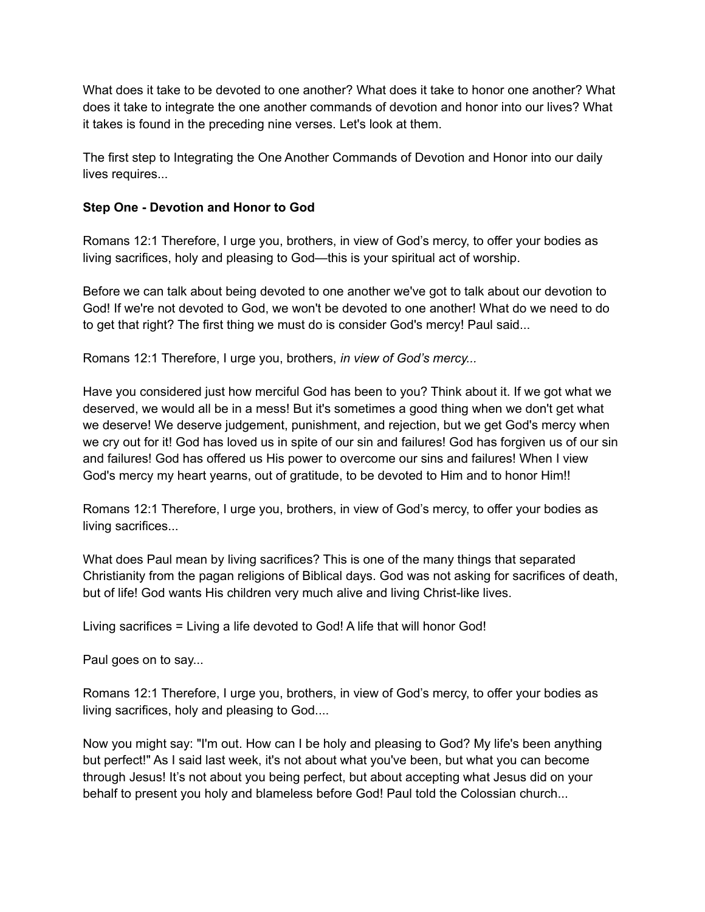What does it take to be devoted to one another? What does it take to honor one another? What does it take to integrate the one another commands of devotion and honor into our lives? What it takes is found in the preceding nine verses. Let's look at them.

The first step to Integrating the One Another Commands of Devotion and Honor into our daily lives requires...

**Step One - Devotion and Honor to God**

Romans 12:1 Therefore, I urge you, brothers, in view of God's mercy, to offer your bodies as living sacrifices, holy and pleasing to God—this is your spiritual act of worship.

Before we can talk about being devoted to one another we've got to talk about our devotion to God! If we're not devoted to God, we won't be devoted to one another! What do we need to do to get that right? The first thing we must do is consider God's mercy! Paul said...

Romans 12:1 Therefore, I urge you, brothers, *in view of God's mercy...*

Have you considered just how merciful God has been to you? Think about it. If we got what we deserved, we would all be in a mess! But it's sometimes a good thing when we don't get what we deserve! We deserve judgement, punishment, and rejection, but we get God's mercy when we cry out for it! God has loved us in spite of our sin and failures! God has forgiven us of our sin and failures! God has offered us His power to overcome our sins and failures! When I view God's mercy my heart yearns, out of gratitude, to be devoted to Him and to honor Him!!

Romans 12:1 Therefore, I urge you, brothers, in view of God's mercy, to offer your bodies as living sacrifices...

What does Paul mean by living sacrifices? This is one of the many things that separated Christianity from the pagan religions of Biblical days. God was not asking for sacrifices of death, but of life! God wants His children very much alive and living Christ-like lives.

Living sacrifices = Living a life devoted to God! A life that will honor God!

Paul goes on to say...

Romans 12:1 Therefore, I urge you, brothers, in view of God's mercy, to offer your bodies as living sacrifices, holy and pleasing to God....

Now you might say: "I'm out. How can I be holy and pleasing to God? My life's been anything but perfect!" As I said last week, it's not about what you've been, but what you can become through Jesus! It's not about you being perfect, but about accepting what Jesus did on your behalf to present you holy and blameless before God! Paul told the Colossian church...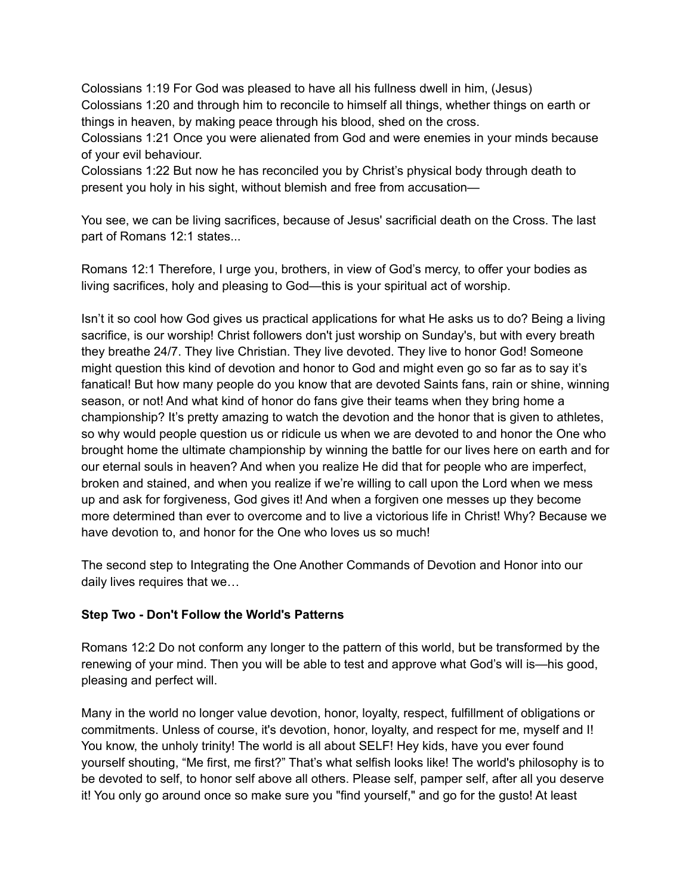Colossians 1:19 For God was pleased to have all his fullness dwell in him, (Jesus)
Colossians 1:20 and through him to reconcile to himself all things, whether things on earth or things in heaven, by making peace through his blood, shed on the cross.
Colossians 1:21 Once you were alienated from God and were enemies in your minds because of your evil behaviour.
Colossians 1:22 But now he has reconciled you by Christ's physical body through death to present you holy in his sight, without blemish and free from accusation—

You see, we can be living sacrifices, because of Jesus' sacrificial death on the Cross. The last part of Romans 12:1 states...

Romans 12:1 Therefore, I urge you, brothers, in view of God's mercy, to offer your bodies as living sacrifices, holy and pleasing to God—this is your spiritual act of worship.

Isn't it so cool how God gives us practical applications for what He asks us to do? Being a living sacrifice, is our worship! Christ followers don't just worship on Sunday's, but with every breath they breathe 24/7. They live Christian. They live devoted. They live to honor God! Someone might question this kind of devotion and honor to God and might even go so far as to say it's fanatical! But how many people do you know that are devoted Saints fans, rain or shine, winning season, or not! And what kind of honor do fans give their teams when they bring home a championship? It's pretty amazing to watch the devotion and the honor that is given to athletes, so why would people question us or ridicule us when we are devoted to and honor the One who brought home the ultimate championship by winning the battle for our lives here on earth and for our eternal souls in heaven? And when you realize He did that for people who are imperfect, broken and stained, and when you realize if we're willing to call upon the Lord when we mess up and ask for forgiveness, God gives it! And when a forgiven one messes up they become more determined than ever to overcome and to live a victorious life in Christ! Why? Because we have devotion to, and honor for the One who loves us so much!

The second step to Integrating the One Another Commands of Devotion and Honor into our daily lives requires that we…

**Step Two - Don't Follow the World's Patterns**

Romans 12:2 Do not conform any longer to the pattern of this world, but be transformed by the renewing of your mind. Then you will be able to test and approve what God's will is—his good, pleasing and perfect will.

Many in the world no longer value devotion, honor, loyalty, respect, fulfillment of obligations or commitments. Unless of course, it's devotion, honor, loyalty, and respect for me, myself and I! You know, the unholy trinity! The world is all about SELF! Hey kids, have you ever found yourself shouting, "Me first, me first?" That's what selfish looks like! The world's philosophy is to be devoted to self, to honor self above all others. Please self, pamper self, after all you deserve it! You only go around once so make sure you "find yourself," and go for the gusto! At least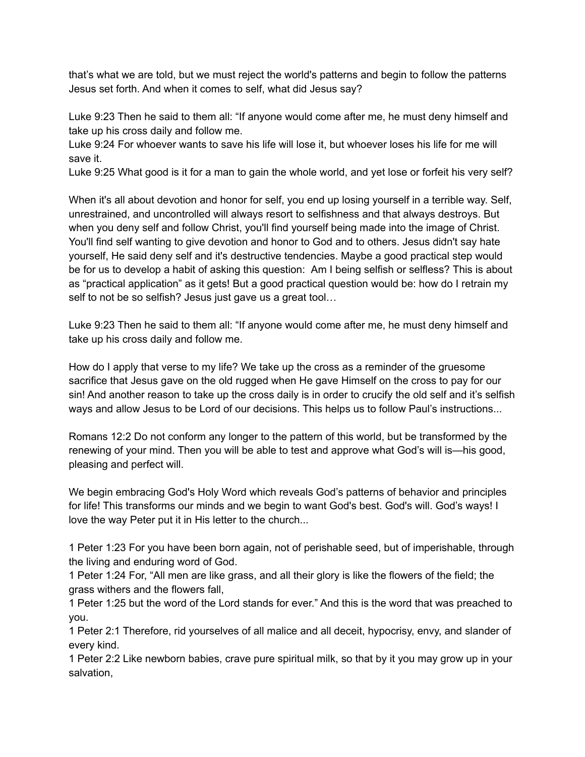that's what we are told, but we must reject the world's patterns and begin to follow the patterns Jesus set forth. And when it comes to self, what did Jesus say?

Luke 9:23 Then he said to them all: "If anyone would come after me, he must deny himself and take up his cross daily and follow me.
Luke 9:24 For whoever wants to save his life will lose it, but whoever loses his life for me will save it.
Luke 9:25 What good is it for a man to gain the whole world, and yet lose or forfeit his very self?

When it's all about devotion and honor for self, you end up losing yourself in a terrible way. Self, unrestrained, and uncontrolled will always resort to selfishness and that always destroys. But when you deny self and follow Christ, you'll find yourself being made into the image of Christ. You'll find self wanting to give devotion and honor to God and to others. Jesus didn't say hate yourself, He said deny self and it's destructive tendencies. Maybe a good practical step would be for us to develop a habit of asking this question: Am I being selfish or selfless? This is about as "practical application" as it gets! But a good practical question would be: how do I retrain my self to not be so selfish? Jesus just gave us a great tool…

Luke 9:23 Then he said to them all: "If anyone would come after me, he must deny himself and take up his cross daily and follow me.

How do I apply that verse to my life? We take up the cross as a reminder of the gruesome sacrifice that Jesus gave on the old rugged when He gave Himself on the cross to pay for our sin! And another reason to take up the cross daily is in order to crucify the old self and it's selfish ways and allow Jesus to be Lord of our decisions. This helps us to follow Paul's instructions...

Romans 12:2 Do not conform any longer to the pattern of this world, but be transformed by the renewing of your mind. Then you will be able to test and approve what God's will is—his good, pleasing and perfect will.

We begin embracing God's Holy Word which reveals God's patterns of behavior and principles for life! This transforms our minds and we begin to want God's best. God's will. God's ways! I love the way Peter put it in His letter to the church...

1 Peter 1:23 For you have been born again, not of perishable seed, but of imperishable, through the living and enduring word of God.
1 Peter 1:24 For, "All men are like grass, and all their glory is like the flowers of the field; the grass withers and the flowers fall,
1 Peter 1:25 but the word of the Lord stands for ever." And this is the word that was preached to you.
1 Peter 2:1 Therefore, rid yourselves of all malice and all deceit, hypocrisy, envy, and slander of every kind.
1 Peter 2:2 Like newborn babies, crave pure spiritual milk, so that by it you may grow up in your salvation,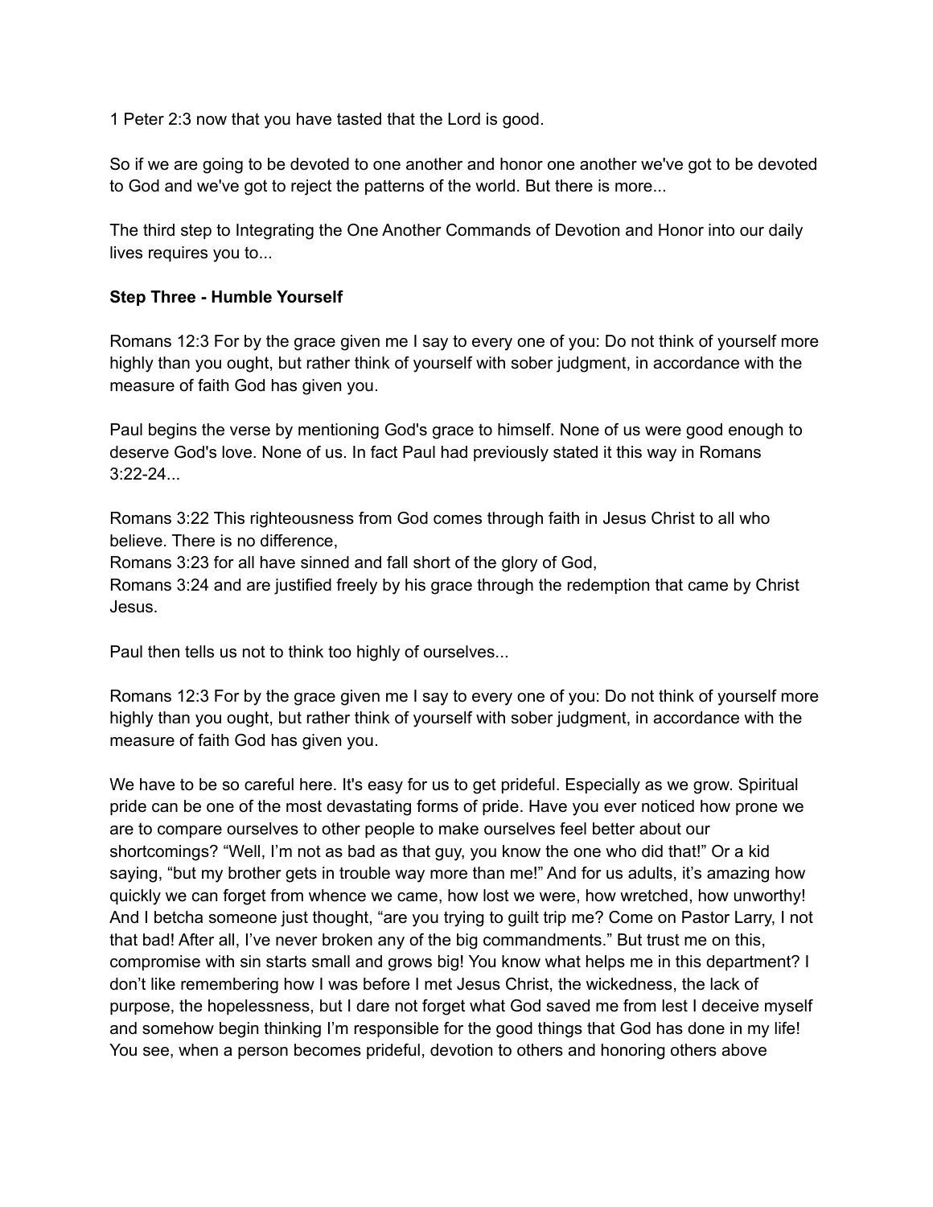1 Peter 2:3 now that you have tasted that the Lord is good.

So if we are going to be devoted to one another and honor one another we've got to be devoted to God and we've got to reject the patterns of the world. But there is more...

The third step to Integrating the One Another Commands of Devotion and Honor into our daily lives requires you to...

**Step Three - Humble Yourself**

Romans 12:3 For by the grace given me I say to every one of you: Do not think of yourself more highly than you ought, but rather think of yourself with sober judgment, in accordance with the measure of faith God has given you.

Paul begins the verse by mentioning God's grace to himself. None of us were good enough to deserve God's love. None of us. In fact Paul had previously stated it this way in Romans 3:22-24...

Romans 3:22 This righteousness from God comes through faith in Jesus Christ to all who believe. There is no difference,
Romans 3:23 for all have sinned and fall short of the glory of God,
Romans 3:24 and are justified freely by his grace through the redemption that came by Christ Jesus.

Paul then tells us not to think too highly of ourselves...

Romans 12:3 For by the grace given me I say to every one of you: Do not think of yourself more highly than you ought, but rather think of yourself with sober judgment, in accordance with the measure of faith God has given you.

We have to be so careful here. It's easy for us to get prideful. Especially as we grow. Spiritual pride can be one of the most devastating forms of pride. Have you ever noticed how prone we are to compare ourselves to other people to make ourselves feel better about our shortcomings? "Well, I'm not as bad as that guy, you know the one who did that!" Or a kid saying, "but my brother gets in trouble way more than me!" And for us adults, it's amazing how quickly we can forget from whence we came, how lost we were, how wretched, how unworthy! And I betcha someone just thought, "are you trying to guilt trip me? Come on Pastor Larry, I not that bad! After all, I've never broken any of the big commandments." But trust me on this, compromise with sin starts small and grows big! You know what helps me in this department? I don't like remembering how I was before I met Jesus Christ, the wickedness, the lack of purpose, the hopelessness, but I dare not forget what God saved me from lest I deceive myself and somehow begin thinking I'm responsible for the good things that God has done in my life! You see, when a person becomes prideful, devotion to others and honoring others above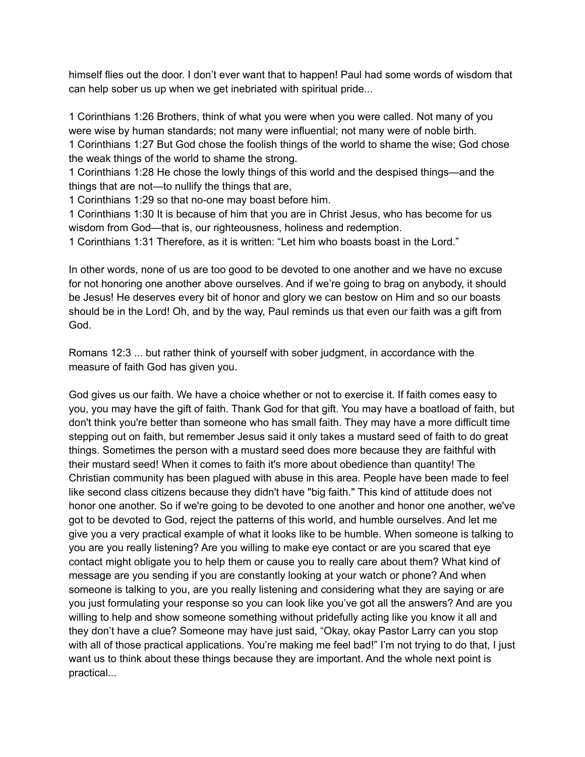himself flies out the door. I don't ever want that to happen! Paul had some words of wisdom that can help sober us up when we get inebriated with spiritual pride...

1 Corinthians 1:26 Brothers, think of what you were when you were called. Not many of you were wise by human standards; not many were influential; not many were of noble birth.
1 Corinthians 1:27 But God chose the foolish things of the world to shame the wise; God chose the weak things of the world to shame the strong.
1 Corinthians 1:28 He chose the lowly things of this world and the despised things—and the things that are not—to nullify the things that are,
1 Corinthians 1:29 so that no-one may boast before him.
1 Corinthians 1:30 It is because of him that you are in Christ Jesus, who has become for us wisdom from God—that is, our righteousness, holiness and redemption.
1 Corinthians 1:31 Therefore, as it is written: "Let him who boasts boast in the Lord."

In other words, none of us are too good to be devoted to one another and we have no excuse for not honoring one another above ourselves. And if we're going to brag on anybody, it should be Jesus! He deserves every bit of honor and glory we can bestow on Him and so our boasts should be in the Lord! Oh, and by the way, Paul reminds us that even our faith was a gift from God.

Romans 12:3 ... but rather think of yourself with sober judgment, in accordance with the measure of faith God has given you.

God gives us our faith. We have a choice whether or not to exercise it. If faith comes easy to you, you may have the gift of faith. Thank God for that gift. You may have a boatload of faith, but don't think you're better than someone who has small faith. They may have a more difficult time stepping out on faith, but remember Jesus said it only takes a mustard seed of faith to do great things. Sometimes the person with a mustard seed does more because they are faithful with their mustard seed! When it comes to faith it's more about obedience than quantity! The Christian community has been plagued with abuse in this area. People have been made to feel like second class citizens because they didn't have "big faith." This kind of attitude does not honor one another. So if we're going to be devoted to one another and honor one another, we've got to be devoted to God, reject the patterns of this world, and humble ourselves. And let me give you a very practical example of what it looks like to be humble. When someone is talking to you are you really listening? Are you willing to make eye contact or are you scared that eye contact might obligate you to help them or cause you to really care about them? What kind of message are you sending if you are constantly looking at your watch or phone? And when someone is talking to you, are you really listening and considering what they are saying or are you just formulating your response so you can look like you've got all the answers? And are you willing to help and show someone something without pridefully acting like you know it all and they don't have a clue? Someone may have just said, "Okay, okay Pastor Larry can you stop with all of those practical applications. You're making me feel bad!" I'm not trying to do that, I just want us to think about these things because they are important. And the whole next point is practical...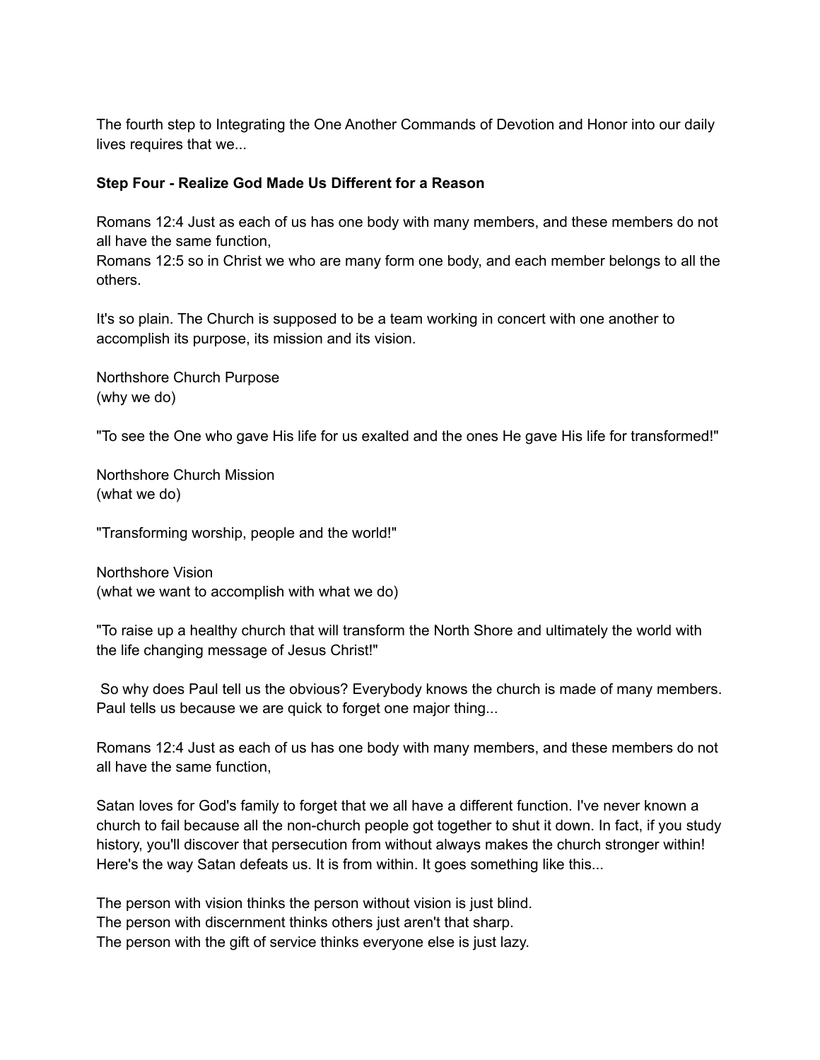The fourth step to Integrating the One Another Commands of Devotion and Honor into our daily lives requires that we...

**Step Four - Realize God Made Us Different for a Reason**

Romans 12:4 Just as each of us has one body with many members, and these members do not all have the same function,
Romans 12:5 so in Christ we who are many form one body, and each member belongs to all the others.

It's so plain. The Church is supposed to be a team working in concert with one another to accomplish its purpose, its mission and its vision.

Northshore Church Purpose
(why we do)

"To see the One who gave His life for us exalted and the ones He gave His life for transformed!"

Northshore Church Mission
(what we do)

"Transforming worship, people and the world!"

Northshore Vision
(what we want to accomplish with what we do)

"To raise up a healthy church that will transform the North Shore and ultimately the world with the life changing message of Jesus Christ!"

So why does Paul tell us the obvious? Everybody knows the church is made of many members. Paul tells us because we are quick to forget one major thing...

Romans 12:4 Just as each of us has one body with many members, and these members do not all have the same function,

Satan loves for God's family to forget that we all have a different function. I've never known a church to fail because all the non-church people got together to shut it down. In fact, if you study history, you'll discover that persecution from without always makes the church stronger within! Here's the way Satan defeats us. It is from within. It goes something like this...

The person with vision thinks the person without vision is just blind.
The person with discernment thinks others just aren't that sharp.
The person with the gift of service thinks everyone else is just lazy.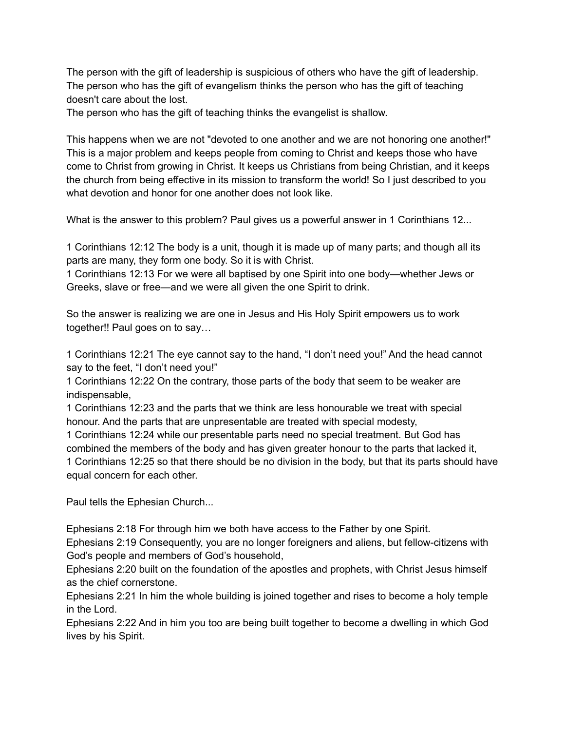The person with the gift of leadership is suspicious of others who have the gift of leadership.
The person who has the gift of evangelism thinks the person who has the gift of teaching doesn't care about the lost.
The person who has the gift of teaching thinks the evangelist is shallow.

This happens when we are not "devoted to one another and we are not honoring one another!" This is a major problem and keeps people from coming to Christ and keeps those who have come to Christ from growing in Christ. It keeps us Christians from being Christian, and it keeps the church from being effective in its mission to transform the world! So I just described to you what devotion and honor for one another does not look like.

What is the answer to this problem? Paul gives us a powerful answer in 1 Corinthians 12...

1 Corinthians 12:12 The body is a unit, though it is made up of many parts; and though all its parts are many, they form one body. So it is with Christ.
1 Corinthians 12:13 For we were all baptised by one Spirit into one body—whether Jews or Greeks, slave or free—and we were all given the one Spirit to drink.

So the answer is realizing we are one in Jesus and His Holy Spirit empowers us to work together!! Paul goes on to say…

1 Corinthians 12:21 The eye cannot say to the hand, "I don't need you!" And the head cannot say to the feet, "I don't need you!"
1 Corinthians 12:22 On the contrary, those parts of the body that seem to be weaker are indispensable,
1 Corinthians 12:23 and the parts that we think are less honourable we treat with special honour. And the parts that are unpresentable are treated with special modesty,
1 Corinthians 12:24 while our presentable parts need no special treatment. But God has combined the members of the body and has given greater honour to the parts that lacked it,
1 Corinthians 12:25 so that there should be no division in the body, but that its parts should have equal concern for each other.

Paul tells the Ephesian Church...

Ephesians 2:18 For through him we both have access to the Father by one Spirit.
Ephesians 2:19 Consequently, you are no longer foreigners and aliens, but fellow-citizens with God's people and members of God's household,
Ephesians 2:20 built on the foundation of the apostles and prophets, with Christ Jesus himself as the chief cornerstone.
Ephesians 2:21 In him the whole building is joined together and rises to become a holy temple in the Lord.
Ephesians 2:22 And in him you too are being built together to become a dwelling in which God lives by his Spirit.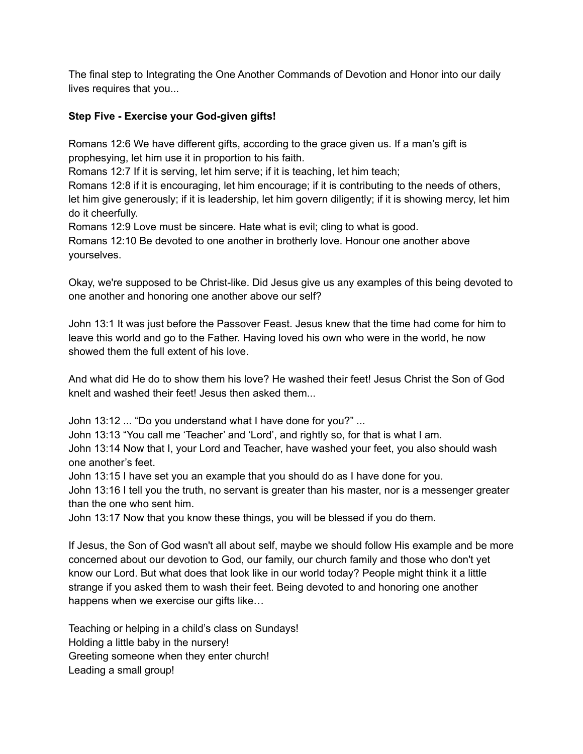The final step to Integrating the One Another Commands of Devotion and Honor into our daily lives requires that you...

**Step Five - Exercise your God-given gifts!**

Romans 12:6 We have different gifts, according to the grace given us. If a man's gift is prophesying, let him use it in proportion to his faith.
Romans 12:7 If it is serving, let him serve; if it is teaching, let him teach;
Romans 12:8 if it is encouraging, let him encourage; if it is contributing to the needs of others, let him give generously; if it is leadership, let him govern diligently; if it is showing mercy, let him do it cheerfully.
Romans 12:9 Love must be sincere. Hate what is evil; cling to what is good.
Romans 12:10 Be devoted to one another in brotherly love. Honour one another above yourselves.

Okay, we're supposed to be Christ-like. Did Jesus give us any examples of this being devoted to one another and honoring one another above our self?

John 13:1 It was just before the Passover Feast. Jesus knew that the time had come for him to leave this world and go to the Father. Having loved his own who were in the world, he now showed them the full extent of his love.

And what did He do to show them his love? He washed their feet! Jesus Christ the Son of God knelt and washed their feet! Jesus then asked them...

John 13:12 ... "Do you understand what I have done for you?" ...
John 13:13 "You call me 'Teacher' and 'Lord', and rightly so, for that is what I am.
John 13:14 Now that I, your Lord and Teacher, have washed your feet, you also should wash one another's feet.
John 13:15 I have set you an example that you should do as I have done for you.
John 13:16 I tell you the truth, no servant is greater than his master, nor is a messenger greater than the one who sent him.
John 13:17 Now that you know these things, you will be blessed if you do them.

If Jesus, the Son of God wasn't all about self, maybe we should follow His example and be more concerned about our devotion to God, our family, our church family and those who don't yet know our Lord. But what does that look like in our world today? People might think it a little strange if you asked them to wash their feet. Being devoted to and honoring one another happens when we exercise our gifts like…

Teaching or helping in a child's class on Sundays!
Holding a little baby in the nursery!
Greeting someone when they enter church!
Leading a small group!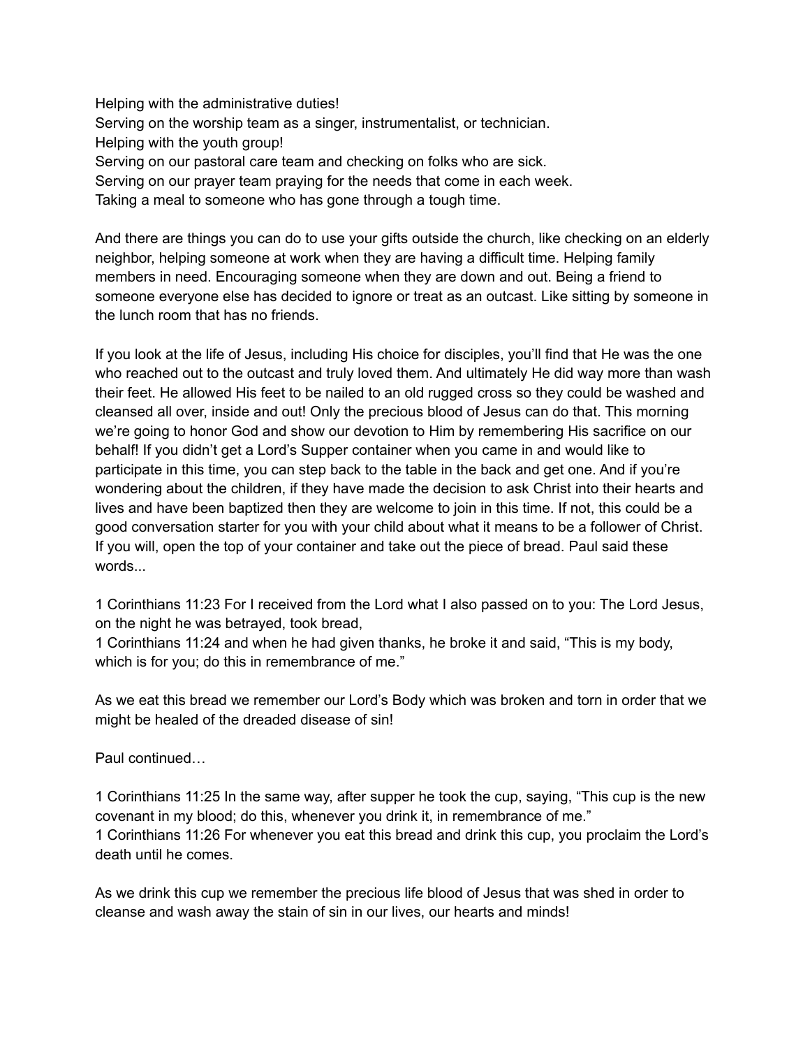Helping with the administrative duties!
Serving on the worship team as a singer, instrumentalist, or technician.
Helping with the youth group!
Serving on our pastoral care team and checking on folks who are sick.
Serving on our prayer team praying for the needs that come in each week.
Taking a meal to someone who has gone through a tough time.

And there are things you can do to use your gifts outside the church, like checking on an elderly neighbor, helping someone at work when they are having a difficult time. Helping family members in need. Encouraging someone when they are down and out. Being a friend to someone everyone else has decided to ignore or treat as an outcast. Like sitting by someone in the lunch room that has no friends.

If you look at the life of Jesus, including His choice for disciples, you'll find that He was the one who reached out to the outcast and truly loved them. And ultimately He did way more than wash their feet. He allowed His feet to be nailed to an old rugged cross so they could be washed and cleansed all over, inside and out! Only the precious blood of Jesus can do that. This morning we're going to honor God and show our devotion to Him by remembering His sacrifice on our behalf! If you didn't get a Lord's Supper container when you came in and would like to participate in this time, you can step back to the table in the back and get one. And if you're wondering about the children, if they have made the decision to ask Christ into their hearts and lives and have been baptized then they are welcome to join in this time. If not, this could be a good conversation starter for you with your child about what it means to be a follower of Christ. If you will, open the top of your container and take out the piece of bread. Paul said these words...

1 Corinthians 11:23 For I received from the Lord what I also passed on to you: The Lord Jesus, on the night he was betrayed, took bread,
1 Corinthians 11:24 and when he had given thanks, he broke it and said, "This is my body, which is for you; do this in remembrance of me."

As we eat this bread we remember our Lord's Body which was broken and torn in order that we might be healed of the dreaded disease of sin!

Paul continued…

1 Corinthians 11:25 In the same way, after supper he took the cup, saying, "This cup is the new covenant in my blood; do this, whenever you drink it, in remembrance of me."
1 Corinthians 11:26 For whenever you eat this bread and drink this cup, you proclaim the Lord's death until he comes.

As we drink this cup we remember the precious life blood of Jesus that was shed in order to cleanse and wash away the stain of sin in our lives, our hearts and minds!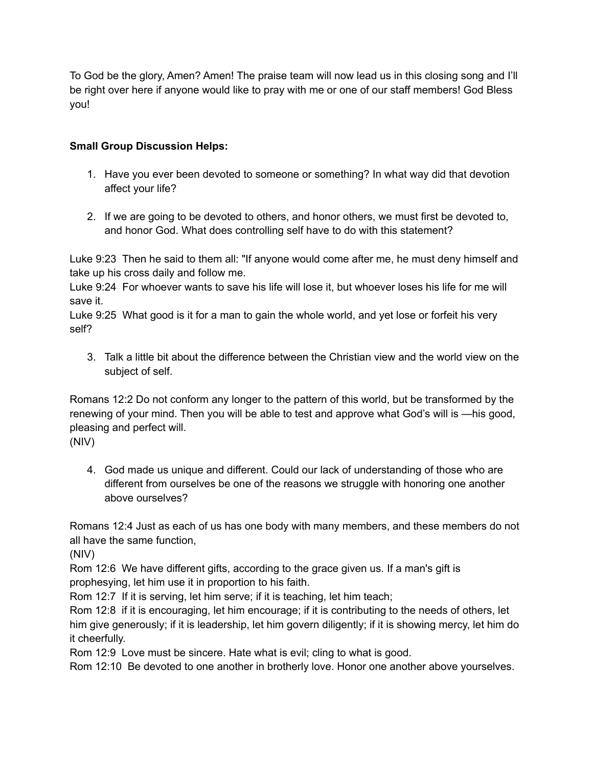To God be the glory, Amen? Amen! The praise team will now lead us in this closing song and I'll be right over here if anyone would like to pray with me or one of our staff members! God Bless you!

**Small Group Discussion Helps:**

1. Have you ever been devoted to someone or something? In what way did that devotion affect your life?

2. If we are going to be devoted to others, and honor others, we must first be devoted to, and honor God. What does controlling self have to do with this statement?

Luke 9:23 Then he said to them all: "If anyone would come after me, he must deny himself and take up his cross daily and follow me.
Luke 9:24 For whoever wants to save his life will lose it, but whoever loses his life for me will save it.
Luke 9:25 What good is it for a man to gain the whole world, and yet lose or forfeit his very self?

3. Talk a little bit about the difference between the Christian view and the world view on the subject of self.

Romans 12:2 Do not conform any longer to the pattern of this world, but be transformed by the renewing of your mind. Then you will be able to test and approve what God's will is —his good, pleasing and perfect will.
(NIV)

4. God made us unique and different. Could our lack of understanding of those who are different from ourselves be one of the reasons we struggle with honoring one another above ourselves?

Romans 12:4 Just as each of us has one body with many members, and these members do not all have the same function,
(NIV)
Rom 12:6 We have different gifts, according to the grace given us. If a man's gift is prophesying, let him use it in proportion to his faith.
Rom 12:7 If it is serving, let him serve; if it is teaching, let him teach;
Rom 12:8 if it is encouraging, let him encourage; if it is contributing to the needs of others, let him give generously; if it is leadership, let him govern diligently; if it is showing mercy, let him do it cheerfully.
Rom 12:9 Love must be sincere. Hate what is evil; cling to what is good.
Rom 12:10 Be devoted to one another in brotherly love. Honor one another above yourselves.